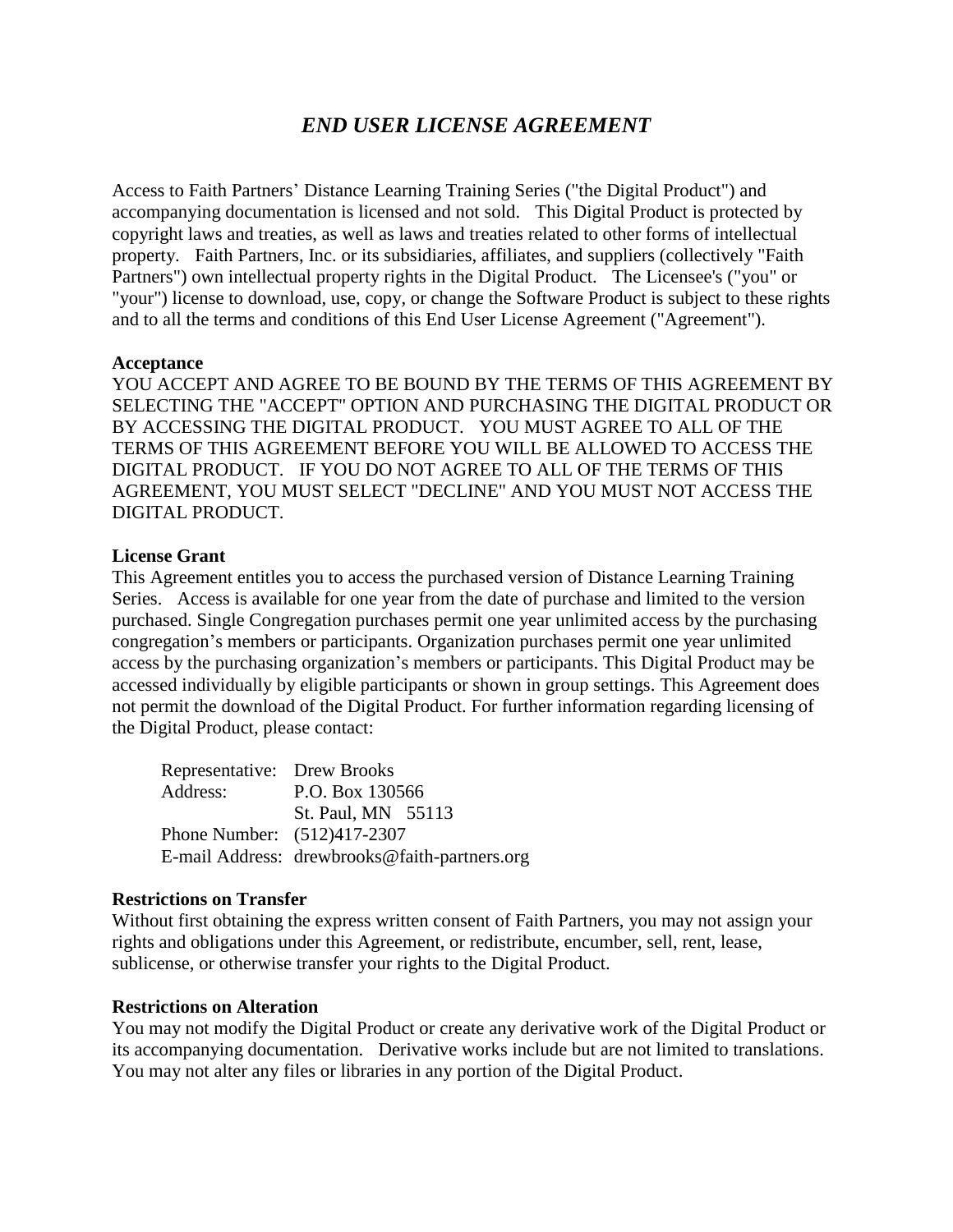# *END USER LICENSE AGREEMENT*

Access to Faith Partners' Distance Learning Training Series ("the Digital Product") and accompanying documentation is licensed and not sold. This Digital Product is protected by copyright laws and treaties, as well as laws and treaties related to other forms of intellectual property. Faith Partners, Inc. or its subsidiaries, affiliates, and suppliers (collectively "Faith Partners") own intellectual property rights in the Digital Product. The Licensee's ("you" or "your") license to download, use, copy, or change the Software Product is subject to these rights and to all the terms and conditions of this End User License Agreement ("Agreement").

**Acceptance**

YOU ACCEPT AND AGREE TO BE BOUND BY THE TERMS OF THIS AGREEMENT BY SELECTING THE "ACCEPT" OPTION AND PURCHASING THE DIGITAL PRODUCT OR BY ACCESSING THE DIGITAL PRODUCT. YOU MUST AGREE TO ALL OF THE TERMS OF THIS AGREEMENT BEFORE YOU WILL BE ALLOWED TO ACCESS THE DIGITAL PRODUCT. IF YOU DO NOT AGREE TO ALL OF THE TERMS OF THIS AGREEMENT, YOU MUST SELECT "DECLINE" AND YOU MUST NOT ACCESS THE DIGITAL PRODUCT.

**License Grant**

This Agreement entitles you to access the purchased version of Distance Learning Training Series. Access is available for one year from the date of purchase and limited to the version purchased. Single Congregation purchases permit one year unlimited access by the purchasing congregation's members or participants. Organization purchases permit one year unlimited access by the purchasing organization's members or participants. This Digital Product may be accessed individually by eligible participants or shown in group settings. This Agreement does not permit the download of the Digital Product. For further information regarding licensing of the Digital Product, please contact:

Representative: Drew Brooks
Address: P.O. Box 130566
St. Paul, MN 55113
Phone Number: (512)417-2307
E-mail Address: drewbrooks@faith-partners.org

**Restrictions on Transfer**

Without first obtaining the express written consent of Faith Partners, you may not assign your rights and obligations under this Agreement, or redistribute, encumber, sell, rent, lease, sublicense, or otherwise transfer your rights to the Digital Product.

**Restrictions on Alteration**

You may not modify the Digital Product or create any derivative work of the Digital Product or its accompanying documentation. Derivative works include but are not limited to translations. You may not alter any files or libraries in any portion of the Digital Product.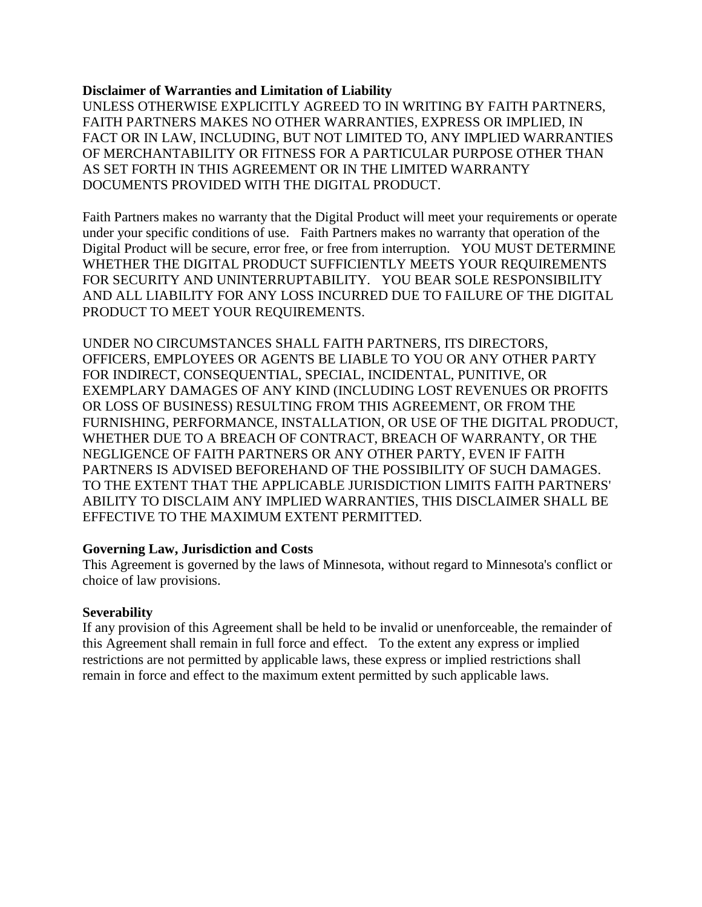**Disclaimer of Warranties and Limitation of Liability**

UNLESS OTHERWISE EXPLICITLY AGREED TO IN WRITING BY FAITH PARTNERS, FAITH PARTNERS MAKES NO OTHER WARRANTIES, EXPRESS OR IMPLIED, IN FACT OR IN LAW, INCLUDING, BUT NOT LIMITED TO, ANY IMPLIED WARRANTIES OF MERCHANTABILITY OR FITNESS FOR A PARTICULAR PURPOSE OTHER THAN AS SET FORTH IN THIS AGREEMENT OR IN THE LIMITED WARRANTY DOCUMENTS PROVIDED WITH THE DIGITAL PRODUCT.

Faith Partners makes no warranty that the Digital Product will meet your requirements or operate under your specific conditions of use. Faith Partners makes no warranty that operation of the Digital Product will be secure, error free, or free from interruption. YOU MUST DETERMINE WHETHER THE DIGITAL PRODUCT SUFFICIENTLY MEETS YOUR REQUIREMENTS FOR SECURITY AND UNINTERRUPTABILITY. YOU BEAR SOLE RESPONSIBILITY AND ALL LIABILITY FOR ANY LOSS INCURRED DUE TO FAILURE OF THE DIGITAL PRODUCT TO MEET YOUR REQUIREMENTS.

UNDER NO CIRCUMSTANCES SHALL FAITH PARTNERS, ITS DIRECTORS, OFFICERS, EMPLOYEES OR AGENTS BE LIABLE TO YOU OR ANY OTHER PARTY FOR INDIRECT, CONSEQUENTIAL, SPECIAL, INCIDENTAL, PUNITIVE, OR EXEMPLARY DAMAGES OF ANY KIND (INCLUDING LOST REVENUES OR PROFITS OR LOSS OF BUSINESS) RESULTING FROM THIS AGREEMENT, OR FROM THE FURNISHING, PERFORMANCE, INSTALLATION, OR USE OF THE DIGITAL PRODUCT, WHETHER DUE TO A BREACH OF CONTRACT, BREACH OF WARRANTY, OR THE NEGLIGENCE OF FAITH PARTNERS OR ANY OTHER PARTY, EVEN IF FAITH PARTNERS IS ADVISED BEFOREHAND OF THE POSSIBILITY OF SUCH DAMAGES. TO THE EXTENT THAT THE APPLICABLE JURISDICTION LIMITS FAITH PARTNERS' ABILITY TO DISCLAIM ANY IMPLIED WARRANTIES, THIS DISCLAIMER SHALL BE EFFECTIVE TO THE MAXIMUM EXTENT PERMITTED.

**Governing Law, Jurisdiction and Costs**

This Agreement is governed by the laws of Minnesota, without regard to Minnesota's conflict or choice of law provisions.

**Severability**

If any provision of this Agreement shall be held to be invalid or unenforceable, the remainder of this Agreement shall remain in full force and effect. To the extent any express or implied restrictions are not permitted by applicable laws, these express or implied restrictions shall remain in force and effect to the maximum extent permitted by such applicable laws.